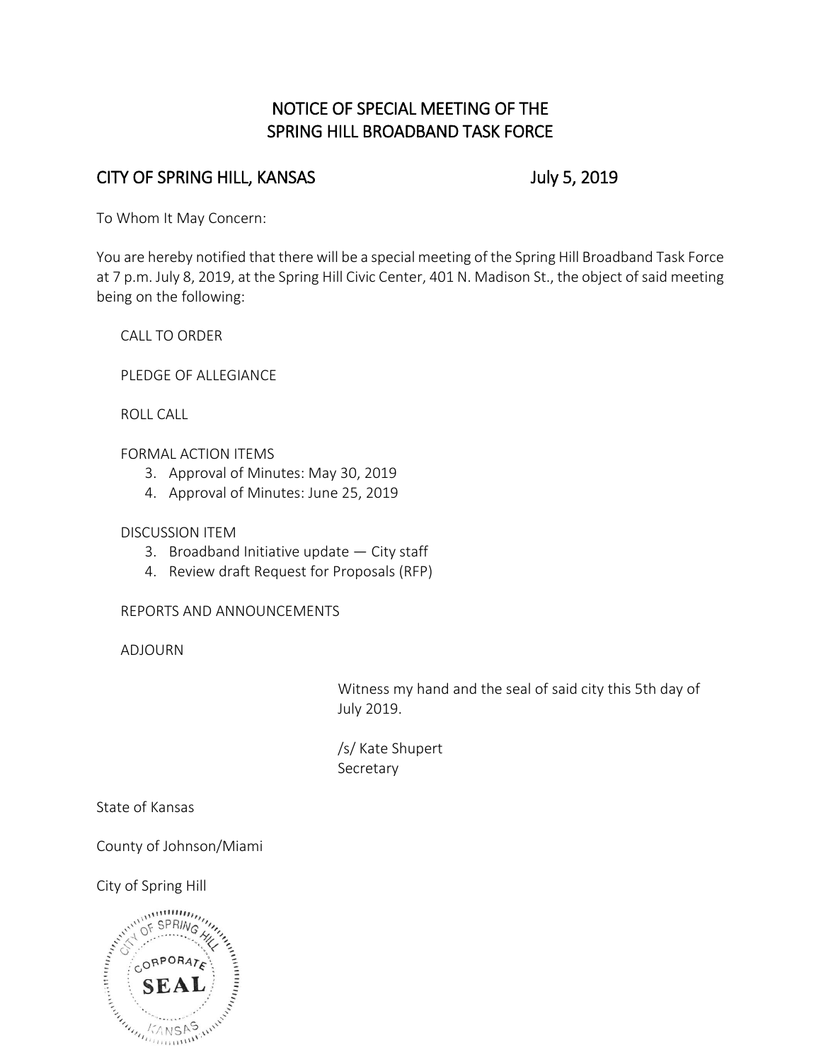# NOTICE OF SPECIAL MEETING OF THE SPRING HILL BROADBAND TASK FORCE

## CITY OF SPRING HILL, KANSAS July 5, 2019

To Whom It May Concern:

You are hereby notified that there will be a special meeting of the Spring Hill Broadband Task Force at 7 p.m. July 8, 2019, at the Spring Hill Civic Center, 401 N. Madison St., the object of said meeting being on the following:

CALL TO ORDER

PLEDGE OF ALLEGIANCE

ROLL CALL

FORMAL ACTION ITEMS

3. Approval of Minutes: May 30, 2019
4. Approval of Minutes: June 25, 2019

DISCUSSION ITEM

3. Broadband Initiative update — City staff
4. Review draft Request for Proposals (RFP)

REPORTS AND ANNOUNCEMENTS

ADJOURN

Witness my hand and the seal of said city this 5th day of July 2019.

/s/ Kate Shupert
Secretary

State of Kansas

County of Johnson/Miami

City of Spring Hill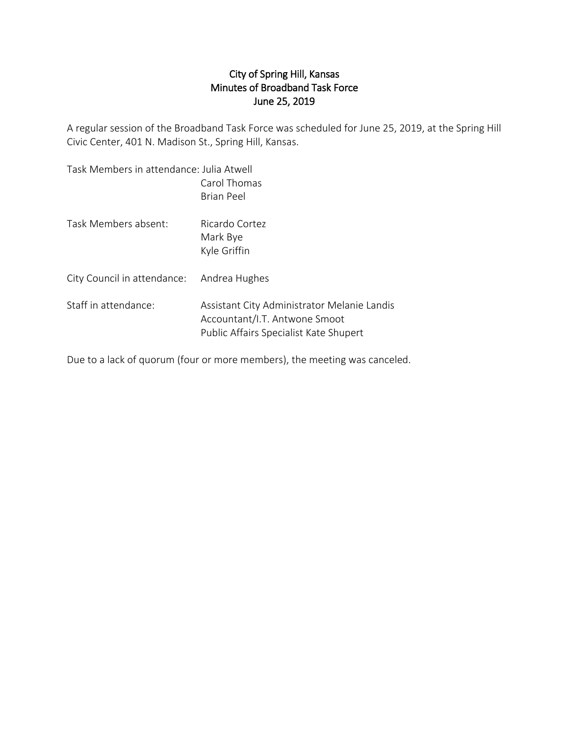# City of Spring Hill, Kansas
## Minutes of Broadband Task Force
### June 25, 2019

A regular session of the Broadband Task Force was scheduled for June 25, 2019, at the Spring Hill Civic Center, 401 N. Madison St., Spring Hill, Kansas.

| | |
|---|---|
| Task Members in attendance: | Julia Atwell<br>Carol Thomas<br>Brian Peel |
| Task Members absent: | Ricardo Cortez<br>Mark Bye<br>Kyle Griffin |
| City Council in attendance: | Andrea Hughes |
| Staff in attendance: | Assistant City Administrator Melanie Landis<br>Accountant/I.T. Antwone Smoot<br>Public Affairs Specialist Kate Shupert |

Due to a lack of quorum (four or more members), the meeting was canceled.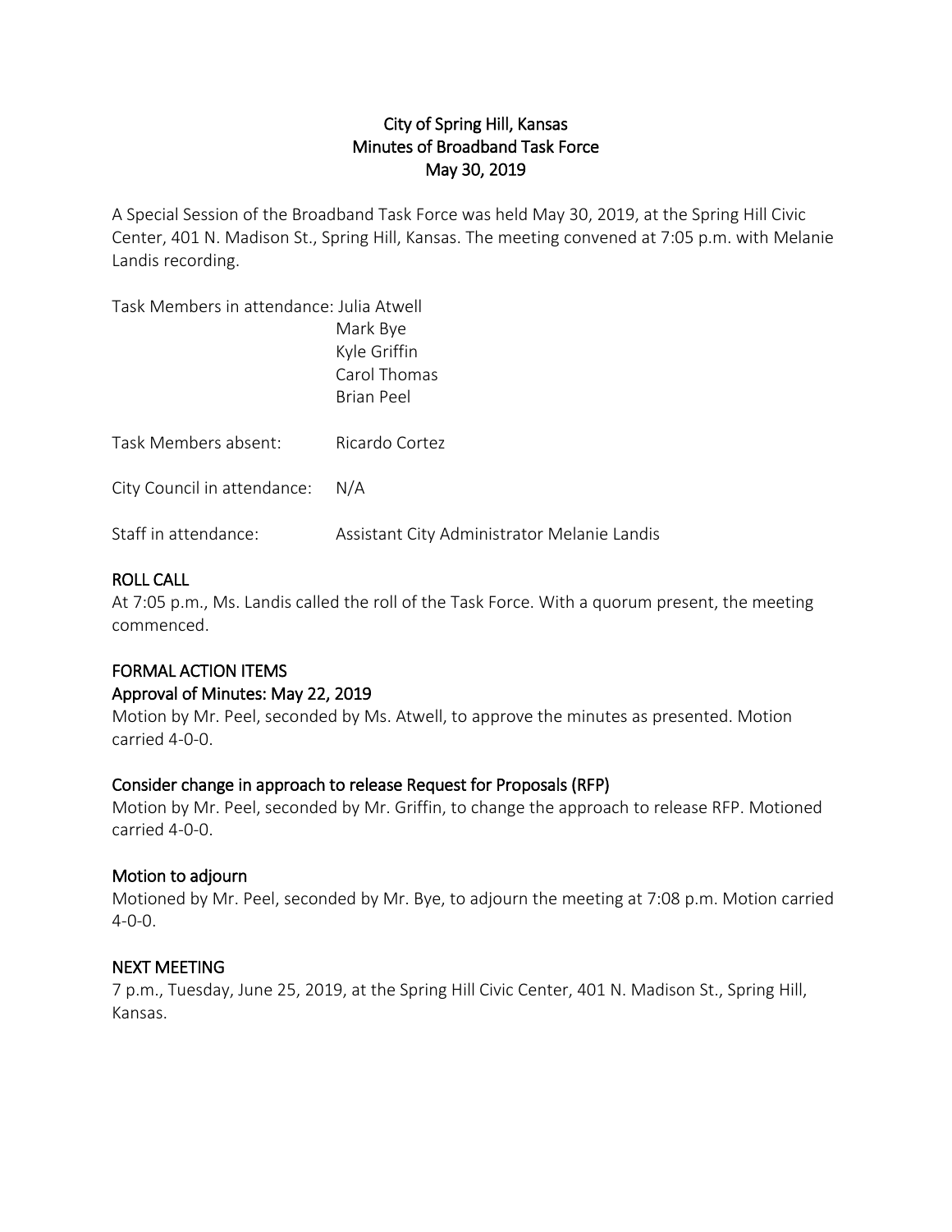# City of Spring Hill, Kansas
## Minutes of Broadband Task Force
## May 30, 2019

A Special Session of the Broadband Task Force was held May 30, 2019, at the Spring Hill Civic Center, 401 N. Madison St., Spring Hill, Kansas. The meeting convened at 7:05 p.m. with Melanie Landis recording.

| | |
|---|---|
| Task Members in attendance: | Julia Atwell |
| | Mark Bye |
| | Kyle Griffin |
| | Carol Thomas |
| | Brian Peel |
| Task Members absent: | Ricardo Cortez |
| City Council in attendance: | N/A |
| Staff in attendance: | Assistant City Administrator Melanie Landis |

### ROLL CALL

At 7:05 p.m., Ms. Landis called the roll of the Task Force. With a quorum present, the meeting commenced.

### FORMAL ACTION ITEMS

#### Approval of Minutes: May 22, 2019

Motion by Mr. Peel, seconded by Ms. Atwell, to approve the minutes as presented. Motion carried 4-0-0.

#### Consider change in approach to release Request for Proposals (RFP)

Motion by Mr. Peel, seconded by Mr. Griffin, to change the approach to release RFP. Motioned carried 4-0-0.

#### Motion to adjourn

Motioned by Mr. Peel, seconded by Mr. Bye, to adjourn the meeting at 7:08 p.m. Motion carried 4-0-0.

### NEXT MEETING

7 p.m., Tuesday, June 25, 2019, at the Spring Hill Civic Center, 401 N. Madison St., Spring Hill, Kansas.